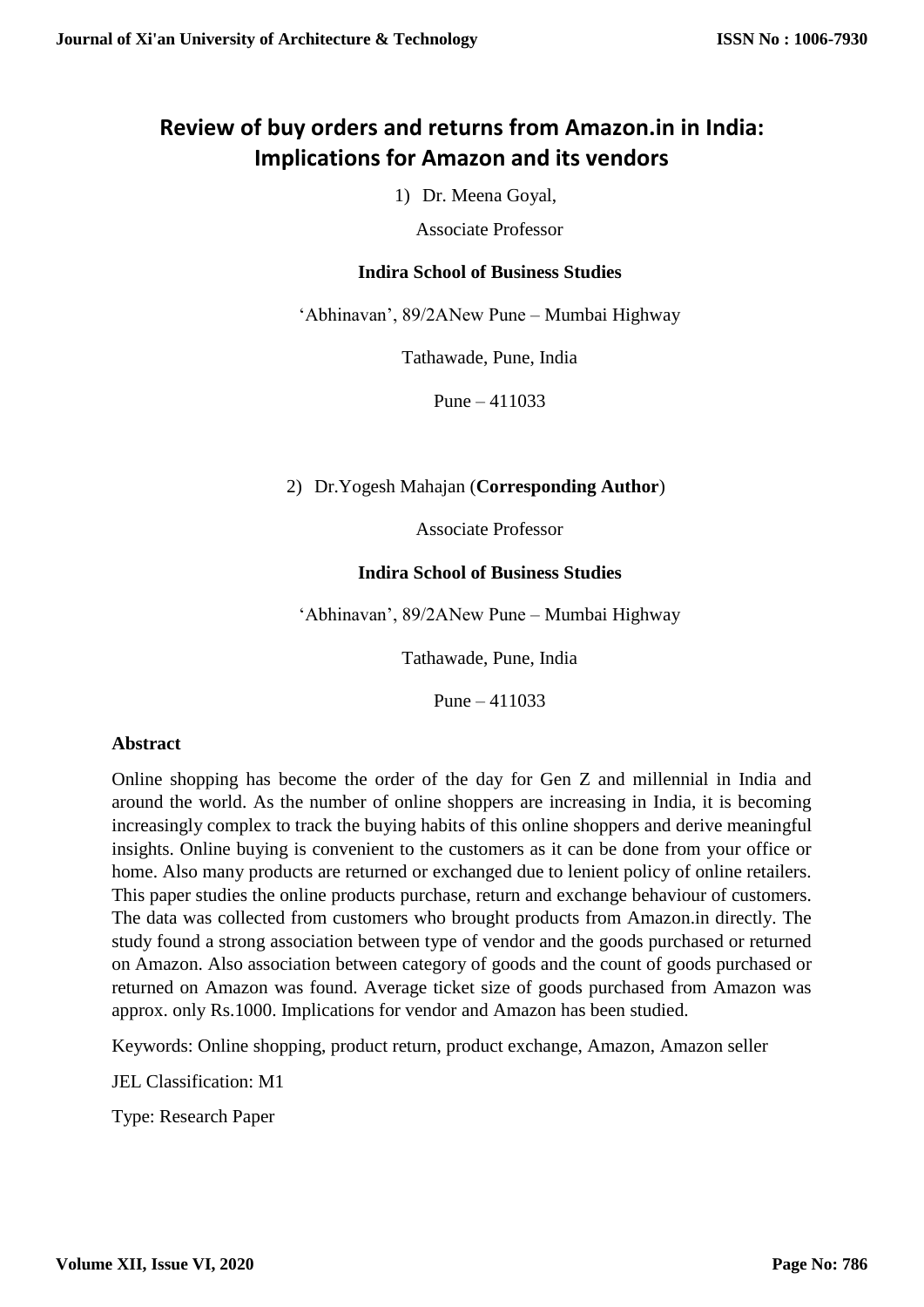# Review of buy orders and returns from Amazon.in in India: Implications for Amazon and its vendors

1) Dr. Meena Goyal,

Associate Professor

**Indira School of Business Studies**

'Abhinavan', 89/2ANew Pune – Mumbai Highway

Tathawade, Pune, India

Pune – 411033

2) Dr.Yogesh Mahajan (**Corresponding Author**)

Associate Professor

**Indira School of Business Studies**

'Abhinavan', 89/2ANew Pune – Mumbai Highway

Tathawade, Pune, India

Pune – 411033

## Abstract

Online shopping has become the order of the day for Gen Z and millennial in India and around the world. As the number of online shoppers are increasing in India, it is becoming increasingly complex to track the buying habits of this online shoppers and derive meaningful insights. Online buying is convenient to the customers as it can be done from your office or home. Also many products are returned or exchanged due to lenient policy of online retailers. This paper studies the online products purchase, return and exchange behaviour of customers. The data was collected from customers who brought products from Amazon.in directly. The study found a strong association between type of vendor and the goods purchased or returned on Amazon. Also association between category of goods and the count of goods purchased or returned on Amazon was found. Average ticket size of goods purchased from Amazon was approx. only Rs.1000. Implications for vendor and Amazon has been studied.

Keywords: Online shopping, product return, product exchange, Amazon, Amazon seller

JEL Classification: M1

Type: Research Paper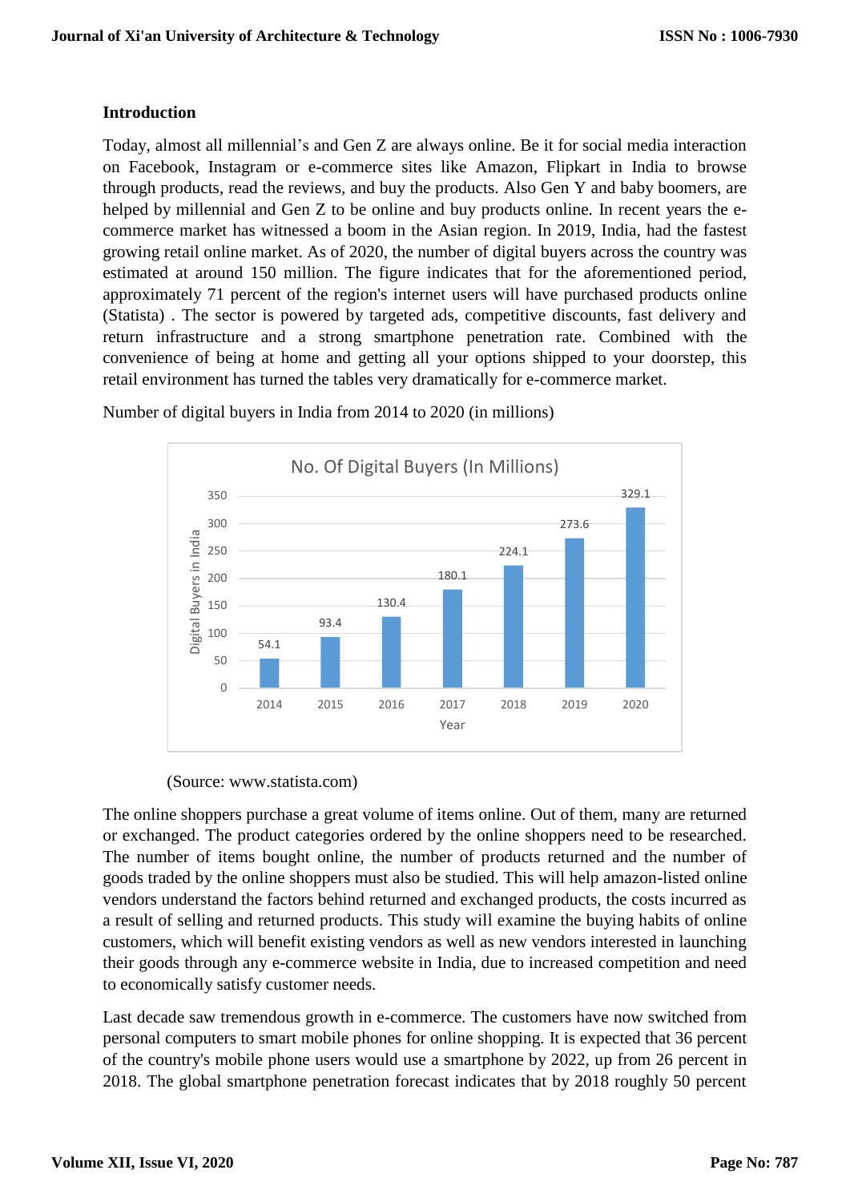## Introduction

Today, almost all millennial's and Gen Z are always online. Be it for social media interaction on Facebook, Instagram or e-commerce sites like Amazon, Flipkart in India to browse through products, read the reviews, and buy the products. Also Gen Y and baby boomers, are helped by millennial and Gen Z to be online and buy products online. In recent years the e-commerce market has witnessed a boom in the Asian region. In 2019, India, had the fastest growing retail online market. As of 2020, the number of digital buyers across the country was estimated at around 150 million. The figure indicates that for the aforementioned period, approximately 71 percent of the region's internet users will have purchased products online (Statista) . The sector is powered by targeted ads, competitive discounts, fast delivery and return infrastructure and a strong smartphone penetration rate. Combined with the convenience of being at home and getting all your options shipped to your doorstep, this retail environment has turned the tables very dramatically for e-commerce market.

Number of digital buyers in India from 2014 to 2020 (in millions)

No. Of Digital Buyers (In Millions)

| Year | Digital Buyers in India |
|---|---|
| 2014 | 54.1 |
| 2015 | 93.4 |
| 2016 | 130.4 |
| 2017 | 180.1 |
| 2018 | 224.1 |
| 2019 | 273.6 |
| 2020 | 329.1 |

(Source: www.statista.com)

The online shoppers purchase a great volume of items online. Out of them, many are returned or exchanged. The product categories ordered by the online shoppers need to be researched. The number of items bought online, the number of products returned and the number of goods traded by the online shoppers must also be studied. This will help amazon-listed online vendors understand the factors behind returned and exchanged products, the costs incurred as a result of selling and returned products. This study will examine the buying habits of online customers, which will benefit existing vendors as well as new vendors interested in launching their goods through any e-commerce website in India, due to increased competition and need to economically satisfy customer needs.

Last decade saw tremendous growth in e-commerce. The customers have now switched from personal computers to smart mobile phones for online shopping. It is expected that 36 percent of the country's mobile phone users would use a smartphone by 2022, up from 26 percent in 2018. The global smartphone penetration forecast indicates that by 2018 roughly 50 percent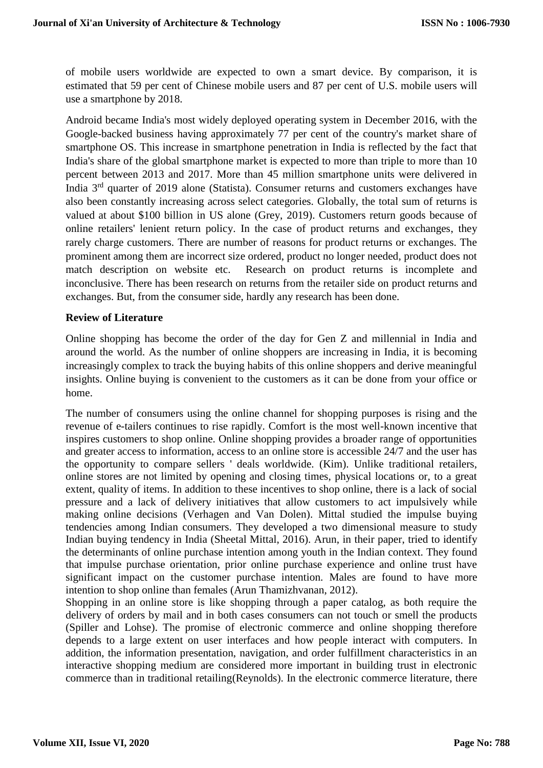of mobile users worldwide are expected to own a smart device. By comparison, it is estimated that 59 per cent of Chinese mobile users and 87 per cent of U.S. mobile users will use a smartphone by 2018.

Android became India's most widely deployed operating system in December 2016, with the Google-backed business having approximately 77 per cent of the country's market share of smartphone OS. This increase in smartphone penetration in India is reflected by the fact that India's share of the global smartphone market is expected to more than triple to more than 10 percent between 2013 and 2017. More than 45 million smartphone units were delivered in India 3rd quarter of 2019 alone (Statista). Consumer returns and customers exchanges have also been constantly increasing across select categories. Globally, the total sum of returns is valued at about $100 billion in US alone (Grey, 2019). Customers return goods because of online retailers' lenient return policy. In the case of product returns and exchanges, they rarely charge customers. There are number of reasons for product returns or exchanges. The prominent among them are incorrect size ordered, product no longer needed, product does not match description on website etc. Research on product returns is incomplete and inconclusive. There has been research on returns from the retailer side on product returns and exchanges. But, from the consumer side, hardly any research has been done.

**Review of Literature**

Online shopping has become the order of the day for Gen Z and millennial in India and around the world. As the number of online shoppers are increasing in India, it is becoming increasingly complex to track the buying habits of this online shoppers and derive meaningful insights. Online buying is convenient to the customers as it can be done from your office or home.

The number of consumers using the online channel for shopping purposes is rising and the revenue of e-tailers continues to rise rapidly. Comfort is the most well-known incentive that inspires customers to shop online. Online shopping provides a broader range of opportunities and greater access to information, access to an online store is accessible 24/7 and the user has the opportunity to compare sellers ' deals worldwide. (Kim). Unlike traditional retailers, online stores are not limited by opening and closing times, physical locations or, to a great extent, quality of items. In addition to these incentives to shop online, there is a lack of social pressure and a lack of delivery initiatives that allow customers to act impulsively while making online decisions (Verhagen and Van Dolen). Mittal studied the impulse buying tendencies among Indian consumers. They developed a two dimensional measure to study Indian buying tendency in India (Sheetal Mittal, 2016). Arun, in their paper, tried to identify the determinants of online purchase intention among youth in the Indian context. They found that impulse purchase orientation, prior online purchase experience and online trust have significant impact on the customer purchase intention. Males are found to have more intention to shop online than females (Arun Thamizhvanan, 2012).

Shopping in an online store is like shopping through a paper catalog, as both require the delivery of orders by mail and in both cases consumers can not touch or smell the products (Spiller and Lohse). The promise of electronic commerce and online shopping therefore depends to a large extent on user interfaces and how people interact with computers. In addition, the information presentation, navigation, and order fulfillment characteristics in an interactive shopping medium are considered more important in building trust in electronic commerce than in traditional retailing(Reynolds). In the electronic commerce literature, there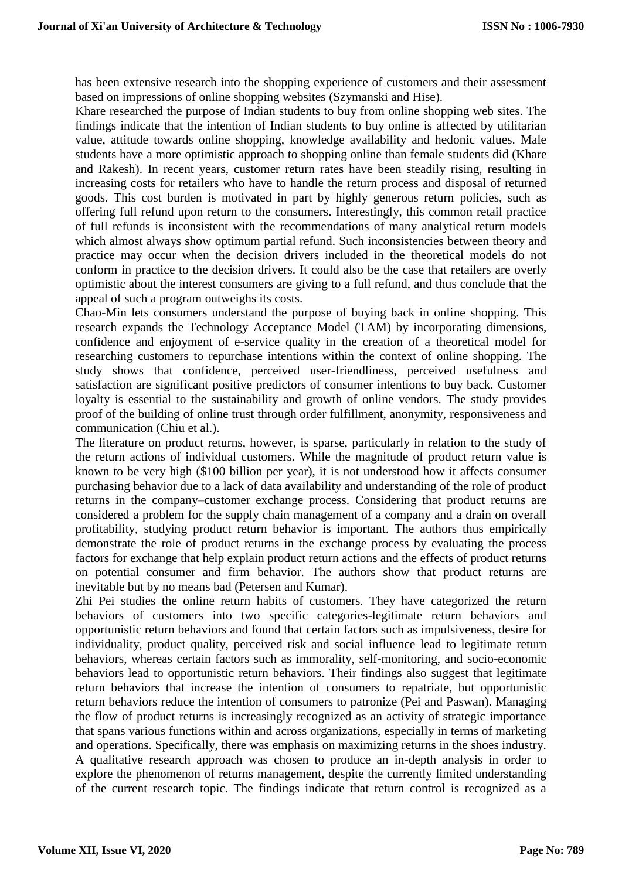has been extensive research into the shopping experience of customers and their assessment based on impressions of online shopping websites (Szymanski and Hise).

Khare researched the purpose of Indian students to buy from online shopping web sites. The findings indicate that the intention of Indian students to buy online is affected by utilitarian value, attitude towards online shopping, knowledge availability and hedonic values. Male students have a more optimistic approach to shopping online than female students did (Khare and Rakesh). In recent years, customer return rates have been steadily rising, resulting in increasing costs for retailers who have to handle the return process and disposal of returned goods. This cost burden is motivated in part by highly generous return policies, such as offering full refund upon return to the consumers. Interestingly, this common retail practice of full refunds is inconsistent with the recommendations of many analytical return models which almost always show optimum partial refund. Such inconsistencies between theory and practice may occur when the decision drivers included in the theoretical models do not conform in practice to the decision drivers. It could also be the case that retailers are overly optimistic about the interest consumers are giving to a full refund, and thus conclude that the appeal of such a program outweighs its costs.

Chao-Min lets consumers understand the purpose of buying back in online shopping. This research expands the Technology Acceptance Model (TAM) by incorporating dimensions, confidence and enjoyment of e-service quality in the creation of a theoretical model for researching customers to repurchase intentions within the context of online shopping. The study shows that confidence, perceived user-friendliness, perceived usefulness and satisfaction are significant positive predictors of consumer intentions to buy back. Customer loyalty is essential to the sustainability and growth of online vendors. The study provides proof of the building of online trust through order fulfillment, anonymity, responsiveness and communication (Chiu et al.).

The literature on product returns, however, is sparse, particularly in relation to the study of the return actions of individual customers. While the magnitude of product return value is known to be very high ($100 billion per year), it is not understood how it affects consumer purchasing behavior due to a lack of data availability and understanding of the role of product returns in the company–customer exchange process. Considering that product returns are considered a problem for the supply chain management of a company and a drain on overall profitability, studying product return behavior is important. The authors thus empirically demonstrate the role of product returns in the exchange process by evaluating the process factors for exchange that help explain product return actions and the effects of product returns on potential consumer and firm behavior. The authors show that product returns are inevitable but by no means bad (Petersen and Kumar).

Zhi Pei studies the online return habits of customers. They have categorized the return behaviors of customers into two specific categories-legitimate return behaviors and opportunistic return behaviors and found that certain factors such as impulsiveness, desire for individuality, product quality, perceived risk and social influence lead to legitimate return behaviors, whereas certain factors such as immorality, self-monitoring, and socio-economic behaviors lead to opportunistic return behaviors. Their findings also suggest that legitimate return behaviors that increase the intention of consumers to repatriate, but opportunistic return behaviors reduce the intention of consumers to patronize (Pei and Paswan). Managing the flow of product returns is increasingly recognized as an activity of strategic importance that spans various functions within and across organizations, especially in terms of marketing and operations. Specifically, there was emphasis on maximizing returns in the shoes industry. A qualitative research approach was chosen to produce an in-depth analysis in order to explore the phenomenon of returns management, despite the currently limited understanding of the current research topic. The findings indicate that return control is recognized as a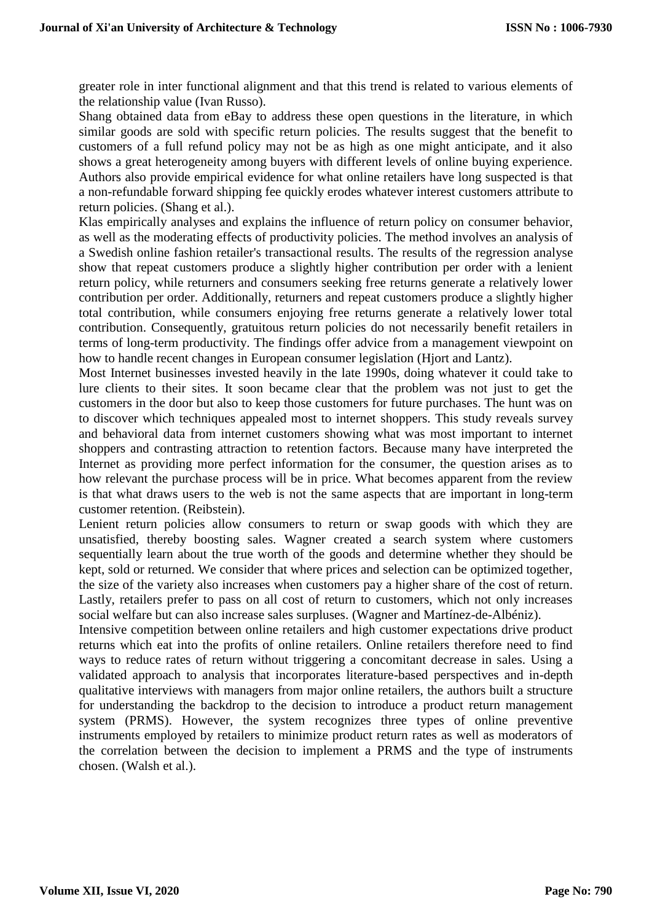greater role in inter functional alignment and that this trend is related to various elements of the relationship value (Ivan Russo).

Shang obtained data from eBay to address these open questions in the literature, in which similar goods are sold with specific return policies. The results suggest that the benefit to customers of a full refund policy may not be as high as one might anticipate, and it also shows a great heterogeneity among buyers with different levels of online buying experience. Authors also provide empirical evidence for what online retailers have long suspected is that a non-refundable forward shipping fee quickly erodes whatever interest customers attribute to return policies. (Shang et al.).

Klas empirically analyses and explains the influence of return policy on consumer behavior, as well as the moderating effects of productivity policies. The method involves an analysis of a Swedish online fashion retailer's transactional results. The results of the regression analyse show that repeat customers produce a slightly higher contribution per order with a lenient return policy, while returners and consumers seeking free returns generate a relatively lower contribution per order. Additionally, returners and repeat customers produce a slightly higher total contribution, while consumers enjoying free returns generate a relatively lower total contribution. Consequently, gratuitous return policies do not necessarily benefit retailers in terms of long-term productivity. The findings offer advice from a management viewpoint on how to handle recent changes in European consumer legislation (Hjort and Lantz).

Most Internet businesses invested heavily in the late 1990s, doing whatever it could take to lure clients to their sites. It soon became clear that the problem was not just to get the customers in the door but also to keep those customers for future purchases. The hunt was on to discover which techniques appealed most to internet shoppers. This study reveals survey and behavioral data from internet customers showing what was most important to internet shoppers and contrasting attraction to retention factors. Because many have interpreted the Internet as providing more perfect information for the consumer, the question arises as to how relevant the purchase process will be in price. What becomes apparent from the review is that what draws users to the web is not the same aspects that are important in long-term customer retention. (Reibstein).

Lenient return policies allow consumers to return or swap goods with which they are unsatisfied, thereby boosting sales. Wagner created a search system where customers sequentially learn about the true worth of the goods and determine whether they should be kept, sold or returned. We consider that where prices and selection can be optimized together, the size of the variety also increases when customers pay a higher share of the cost of return. Lastly, retailers prefer to pass on all cost of return to customers, which not only increases social welfare but can also increase sales surpluses. (Wagner and Martínez-de-Albéniz).

Intensive competition between online retailers and high customer expectations drive product returns which eat into the profits of online retailers. Online retailers therefore need to find ways to reduce rates of return without triggering a concomitant decrease in sales. Using a validated approach to analysis that incorporates literature-based perspectives and in-depth qualitative interviews with managers from major online retailers, the authors built a structure for understanding the backdrop to the decision to introduce a product return management system (PRMS). However, the system recognizes three types of online preventive instruments employed by retailers to minimize product return rates as well as moderators of the correlation between the decision to implement a PRMS and the type of instruments chosen. (Walsh et al.).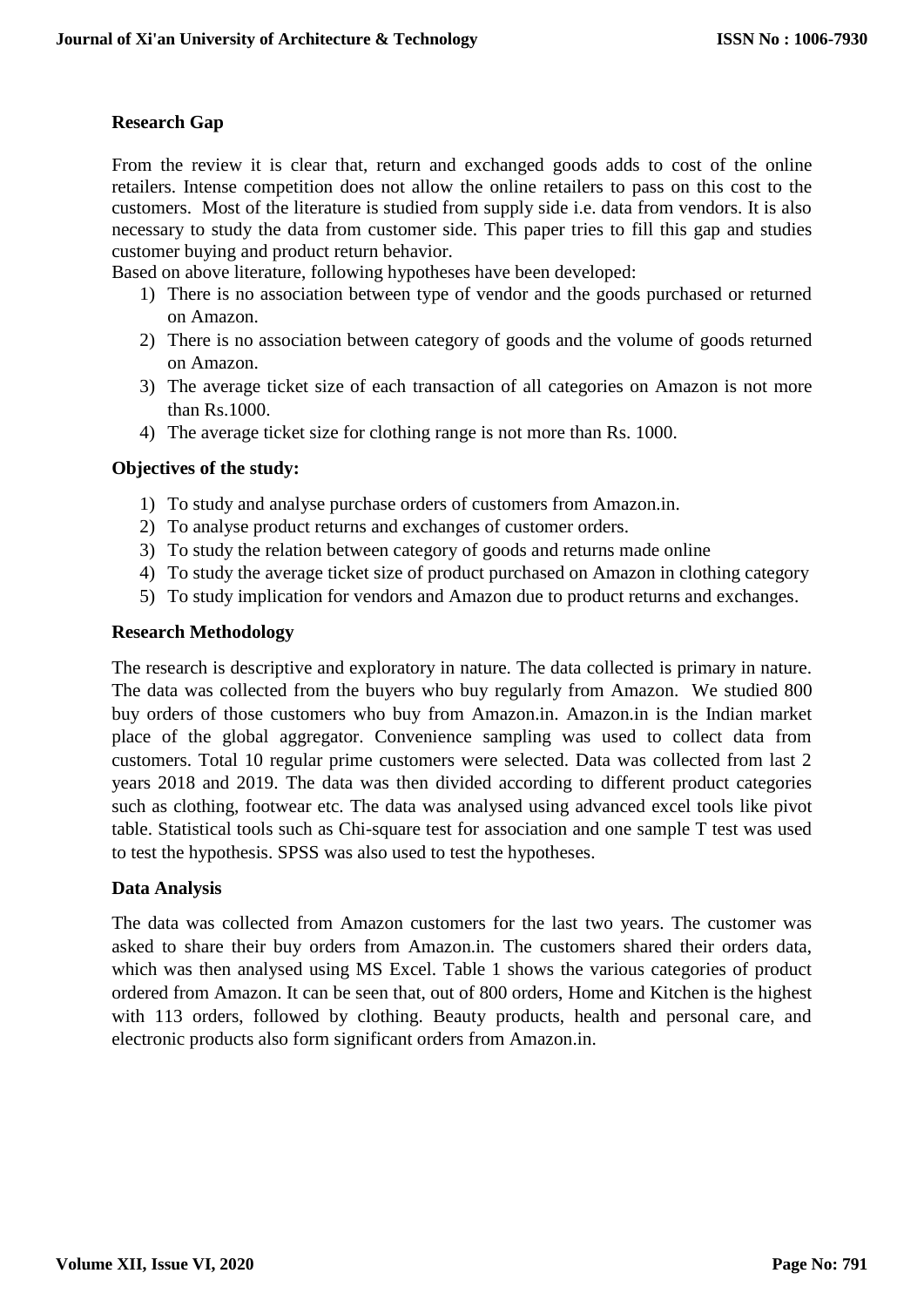### Research Gap

From the review it is clear that, return and exchanged goods adds to cost of the online retailers. Intense competition does not allow the online retailers to pass on this cost to the customers. Most of the literature is studied from supply side i.e. data from vendors. It is also necessary to study the data from customer side. This paper tries to fill this gap and studies customer buying and product return behavior.

Based on above literature, following hypotheses have been developed:

1) There is no association between type of vendor and the goods purchased or returned on Amazon.
2) There is no association between category of goods and the volume of goods returned on Amazon.
3) The average ticket size of each transaction of all categories on Amazon is not more than Rs.1000.
4) The average ticket size for clothing range is not more than Rs. 1000.

### Objectives of the study:

1) To study and analyse purchase orders of customers from Amazon.in.
2) To analyse product returns and exchanges of customer orders.
3) To study the relation between category of goods and returns made online
4) To study the average ticket size of product purchased on Amazon in clothing category
5) To study implication for vendors and Amazon due to product returns and exchanges.

### Research Methodology

The research is descriptive and exploratory in nature. The data collected is primary in nature. The data was collected from the buyers who buy regularly from Amazon. We studied 800 buy orders of those customers who buy from Amazon.in. Amazon.in is the Indian market place of the global aggregator. Convenience sampling was used to collect data from customers. Total 10 regular prime customers were selected. Data was collected from last 2 years 2018 and 2019. The data was then divided according to different product categories such as clothing, footwear etc. The data was analysed using advanced excel tools like pivot table. Statistical tools such as Chi-square test for association and one sample T test was used to test the hypothesis. SPSS was also used to test the hypotheses.

### Data Analysis

The data was collected from Amazon customers for the last two years. The customer was asked to share their buy orders from Amazon.in. The customers shared their orders data, which was then analysed using MS Excel. Table 1 shows the various categories of product ordered from Amazon. It can be seen that, out of 800 orders, Home and Kitchen is the highest with 113 orders, followed by clothing. Beauty products, health and personal care, and electronic products also form significant orders from Amazon.in.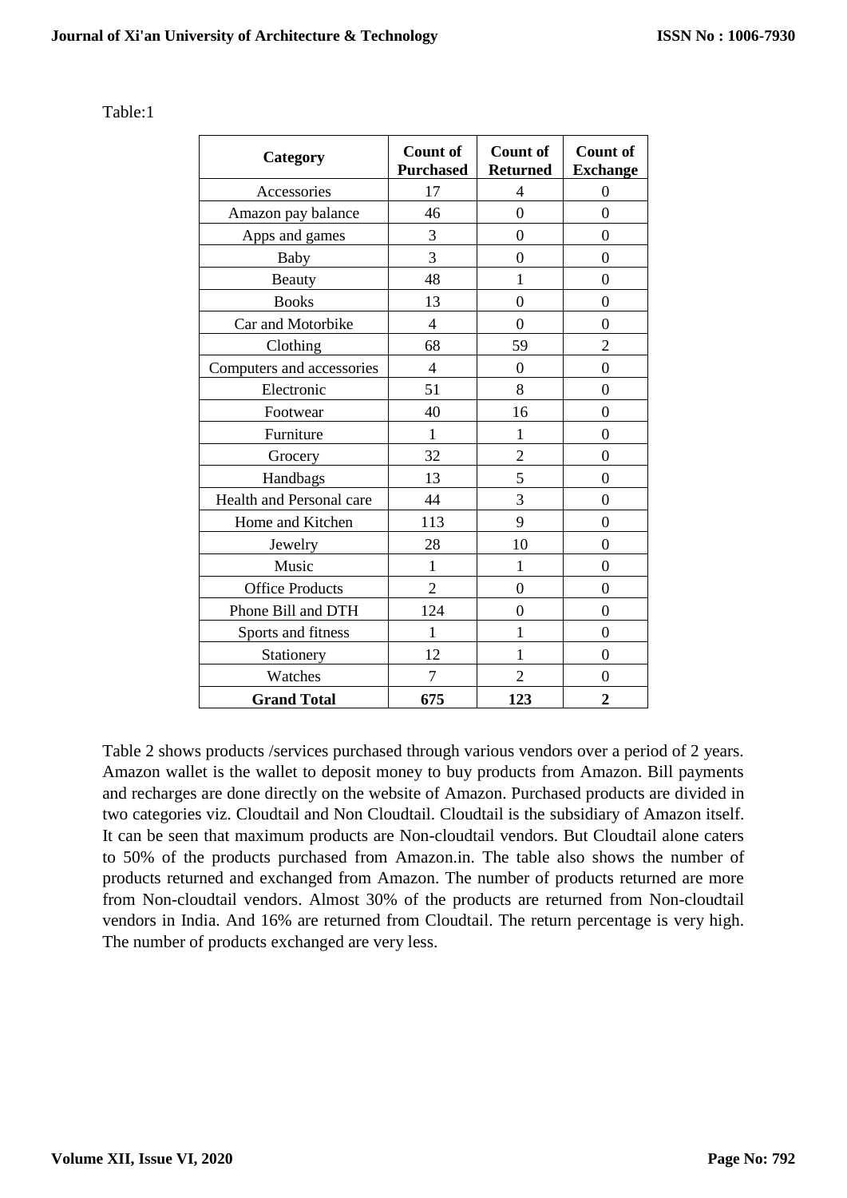Table:1

| Category | Count of Purchased | Count of Returned | Count of Exchange |
|---|---|---|---|
| Accessories | 17 | 4 | 0 |
| Amazon pay balance | 46 | 0 | 0 |
| Apps and games | 3 | 0 | 0 |
| Baby | 3 | 0 | 0 |
| Beauty | 48 | 1 | 0 |
| Books | 13 | 0 | 0 |
| Car and Motorbike | 4 | 0 | 0 |
| Clothing | 68 | 59 | 2 |
| Computers and accessories | 4 | 0 | 0 |
| Electronic | 51 | 8 | 0 |
| Footwear | 40 | 16 | 0 |
| Furniture | 1 | 1 | 0 |
| Grocery | 32 | 2 | 0 |
| Handbags | 13 | 5 | 0 |
| Health and Personal care | 44 | 3 | 0 |
| Home and Kitchen | 113 | 9 | 0 |
| Jewelry | 28 | 10 | 0 |
| Music | 1 | 1 | 0 |
| Office Products | 2 | 0 | 0 |
| Phone Bill and DTH | 124 | 0 | 0 |
| Sports and fitness | 1 | 1 | 0 |
| Stationery | 12 | 1 | 0 |
| Watches | 7 | 2 | 0 |
| **Grand Total** | **675** | **123** | **2** |

Table 2 shows products /services purchased through various vendors over a period of 2 years. Amazon wallet is the wallet to deposit money to buy products from Amazon. Bill payments and recharges are done directly on the website of Amazon. Purchased products are divided in two categories viz. Cloudtail and Non Cloudtail. Cloudtail is the subsidiary of Amazon itself. It can be seen that maximum products are Non-cloudtail vendors. But Cloudtail alone caters to 50% of the products purchased from Amazon.in. The table also shows the number of products returned and exchanged from Amazon. The number of products returned are more from Non-cloudtail vendors. Almost 30% of the products are returned from Non-cloudtail vendors in India. And 16% are returned from Cloudtail. The return percentage is very high. The number of products exchanged are very less.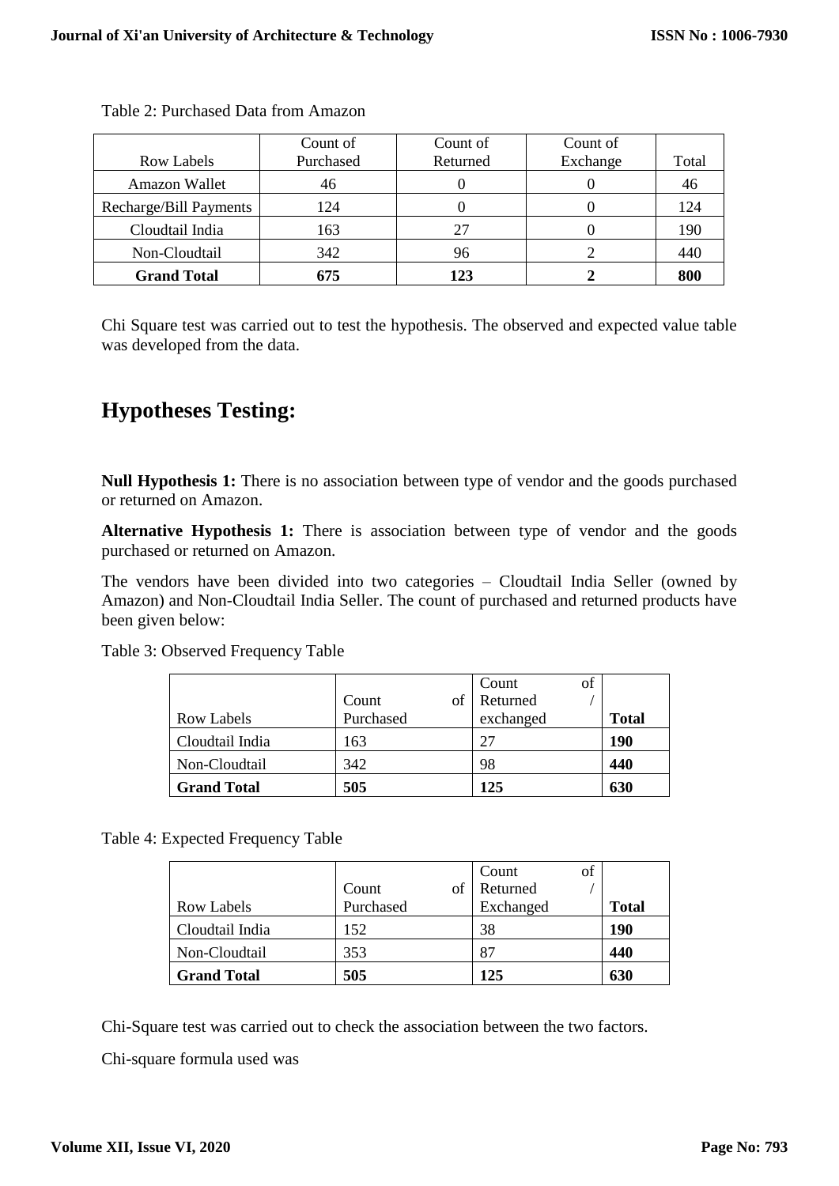Table 2: Purchased Data from Amazon

| Row Labels | Count of Purchased | Count of Returned | Count of Exchange | Total |
|---|---|---|---|---|
| Amazon Wallet | 46 | 0 | 0 | 46 |
| Recharge/Bill Payments | 124 | 0 | 0 | 124 |
| Cloudtail India | 163 | 27 | 0 | 190 |
| Non-Cloudtail | 342 | 96 | 2 | 440 |
| **Grand Total** | **675** | **123** | **2** | **800** |

Chi Square test was carried out to test the hypothesis. The observed and expected value table was developed from the data.

## Hypotheses Testing:

**Null Hypothesis 1:** There is no association between type of vendor and the goods purchased or returned on Amazon.

**Alternative Hypothesis 1:** There is association between type of vendor and the goods purchased or returned on Amazon.

The vendors have been divided into two categories – Cloudtail India Seller (owned by Amazon) and Non-Cloudtail India Seller. The count of purchased and returned products have been given below:

Table 3: Observed Frequency Table

| Row Labels | Count of Purchased | Count of Returned / exchanged | **Total** |
|---|---|---|---|
| Cloudtail India | 163 | 27 | **190** |
| Non-Cloudtail | 342 | 98 | **440** |
| **Grand Total** | **505** | **125** | **630** |

Table 4: Expected Frequency Table

| Row Labels | Count of Purchased | Count of Returned / Exchanged | **Total** |
|---|---|---|---|
| Cloudtail India | 152 | 38 | **190** |
| Non-Cloudtail | 353 | 87 | **440** |
| **Grand Total** | **505** | **125** | **630** |

Chi-Square test was carried out to check the association between the two factors.

Chi-square formula used was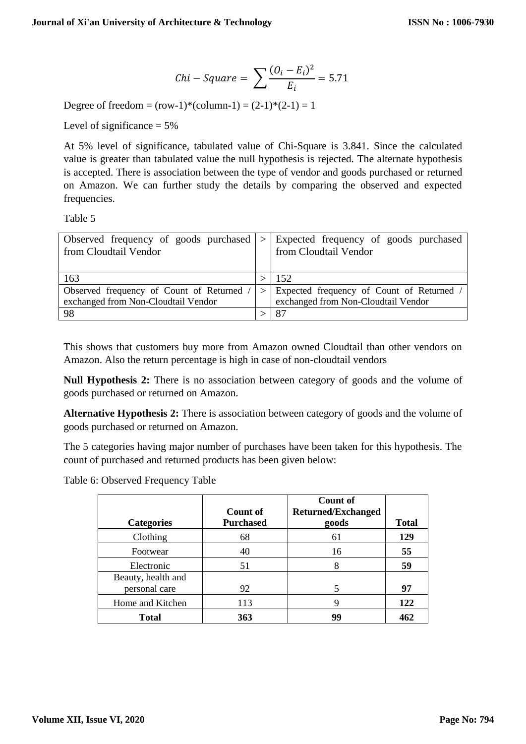$$Chi - Square = \sum \frac{(O_i - E_i)^2}{E_i} = 5.71$$

Degree of freedom = (row-1)*(column-1) = (2-1)*(2-1) = 1

Level of significance = 5%

At 5% level of significance, tabulated value of Chi-Square is 3.841. Since the calculated value is greater than tabulated value the null hypothesis is rejected. The alternate hypothesis is accepted. There is association between the type of vendor and goods purchased or returned on Amazon. We can further study the details by comparing the observed and expected frequencies.

Table 5

| Observed frequency of goods purchased from Cloudtail Vendor | > | Expected frequency of goods purchased from Cloudtail Vendor |
|---|---|---|
| 163 | > | 152 |
| Observed frequency of Count of Returned / exchanged from Non-Cloudtail Vendor | > | Expected frequency of Count of Returned / exchanged from Non-Cloudtail Vendor |
| 98 | > | 87 |

This shows that customers buy more from Amazon owned Cloudtail than other vendors on Amazon. Also the return percentage is high in case of non-cloudtail vendors

**Null Hypothesis 2:** There is no association between category of goods and the volume of goods purchased or returned on Amazon.

**Alternative Hypothesis 2:** There is association between category of goods and the volume of goods purchased or returned on Amazon.

The 5 categories having major number of purchases have been taken for this hypothesis. The count of purchased and returned products has been given below:

Table 6: Observed Frequency Table

| Categories | Count of Purchased | Count of Returned/Exchanged goods | Total |
|---|---|---|---|
| Clothing | 68 | 61 | **129** |
| Footwear | 40 | 16 | **55** |
| Electronic | 51 | 8 | **59** |
| Beauty, health and personal care | 92 | 5 | **97** |
| Home and Kitchen | 113 | 9 | **122** |
| **Total** | **363** | **99** | **462** |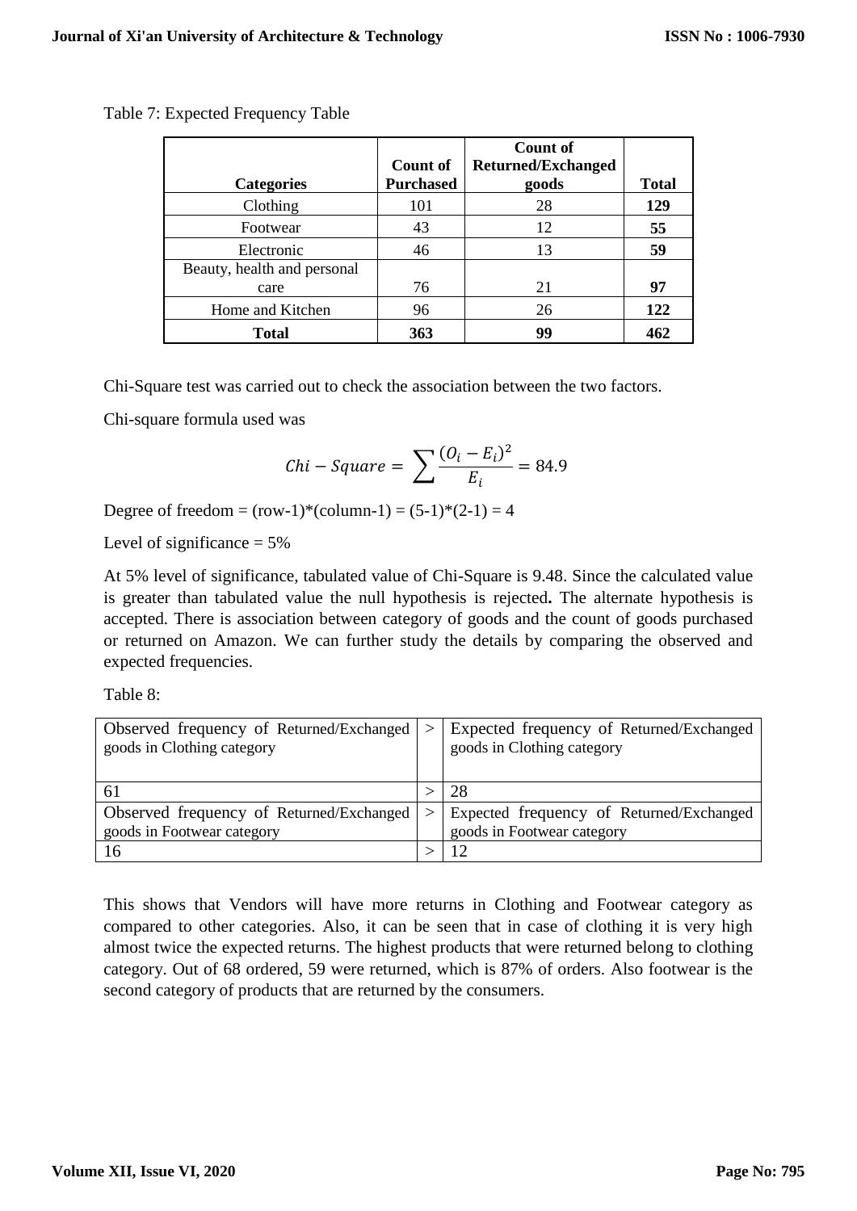Table 7: Expected Frequency Table

| Categories | Count of Purchased | Count of Returned/Exchanged goods | Total |
|---|---|---|---|
| Clothing | 101 | 28 | **129** |
| Footwear | 43 | 12 | **55** |
| Electronic | 46 | 13 | **59** |
| Beauty, health and personal care | 76 | 21 | **97** |
| Home and Kitchen | 96 | 26 | **122** |
| **Total** | **363** | **99** | **462** |

Chi-Square test was carried out to check the association between the two factors.

Chi-square formula used was

$$Chi - Square = \sum \frac{(O_i - E_i)^2}{E_i} = 84.9$$

Degree of freedom = (row-1)*(column-1) = (5-1)*(2-1) = 4

Level of significance = 5%

At 5% level of significance, tabulated value of Chi-Square is 9.48. Since the calculated value is greater than tabulated value the null hypothesis is rejected**.** The alternate hypothesis is accepted. There is association between category of goods and the count of goods purchased or returned on Amazon. We can further study the details by comparing the observed and expected frequencies.

Table 8:

| Observed frequency of Returned/Exchanged goods in Clothing category | > | Expected frequency of Returned/Exchanged goods in Clothing category |
|---|---|---|
| 61 | > | 28 |
| Observed frequency of Returned/Exchanged goods in Footwear category | > | Expected frequency of Returned/Exchanged goods in Footwear category |
| 16 | > | 12 |

This shows that Vendors will have more returns in Clothing and Footwear category as compared to other categories. Also, it can be seen that in case of clothing it is very high almost twice the expected returns. The highest products that were returned belong to clothing category. Out of 68 ordered, 59 were returned, which is 87% of orders. Also footwear is the second category of products that are returned by the consumers.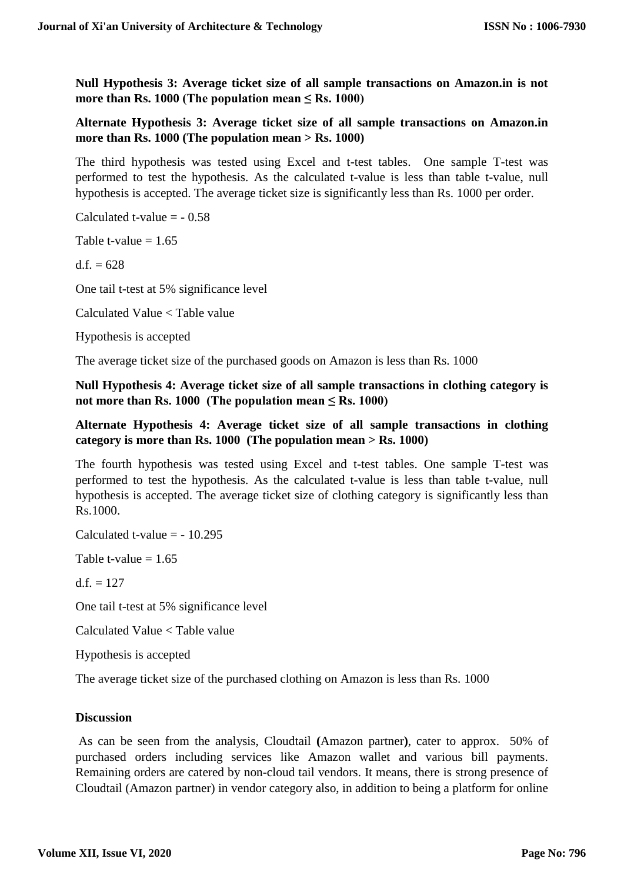**Null Hypothesis 3: Average ticket size of all sample transactions on Amazon.in is not more than Rs. 1000 (The population mean ≤ Rs. 1000)**

**Alternate Hypothesis 3: Average ticket size of all sample transactions on Amazon.in more than Rs. 1000 (The population mean > Rs. 1000)**

The third hypothesis was tested using Excel and t-test tables. One sample T-test was performed to test the hypothesis. As the calculated t-value is less than table t-value, null hypothesis is accepted. The average ticket size is significantly less than Rs. 1000 per order.

Calculated t-value = - 0.58

Table t-value = 1.65

d.f. = 628

One tail t-test at 5% significance level

Calculated Value < Table value

Hypothesis is accepted

The average ticket size of the purchased goods on Amazon is less than Rs. 1000

**Null Hypothesis 4: Average ticket size of all sample transactions in clothing category is not more than Rs. 1000 (The population mean ≤ Rs. 1000)**

**Alternate Hypothesis 4: Average ticket size of all sample transactions in clothing category is more than Rs. 1000 (The population mean > Rs. 1000)**

The fourth hypothesis was tested using Excel and t-test tables. One sample T-test was performed to test the hypothesis. As the calculated t-value is less than table t-value, null hypothesis is accepted. The average ticket size of clothing category is significantly less than Rs.1000.

Calculated t-value = - 10.295

Table t-value = 1.65

d.f. = 127

One tail t-test at 5% significance level

Calculated Value < Table value

Hypothesis is accepted

The average ticket size of the purchased clothing on Amazon is less than Rs. 1000

**Discussion**

As can be seen from the analysis, Cloudtail **(**Amazon partner**)**, cater to approx. 50% of purchased orders including services like Amazon wallet and various bill payments. Remaining orders are catered by non-cloud tail vendors. It means, there is strong presence of Cloudtail (Amazon partner) in vendor category also, in addition to being a platform for online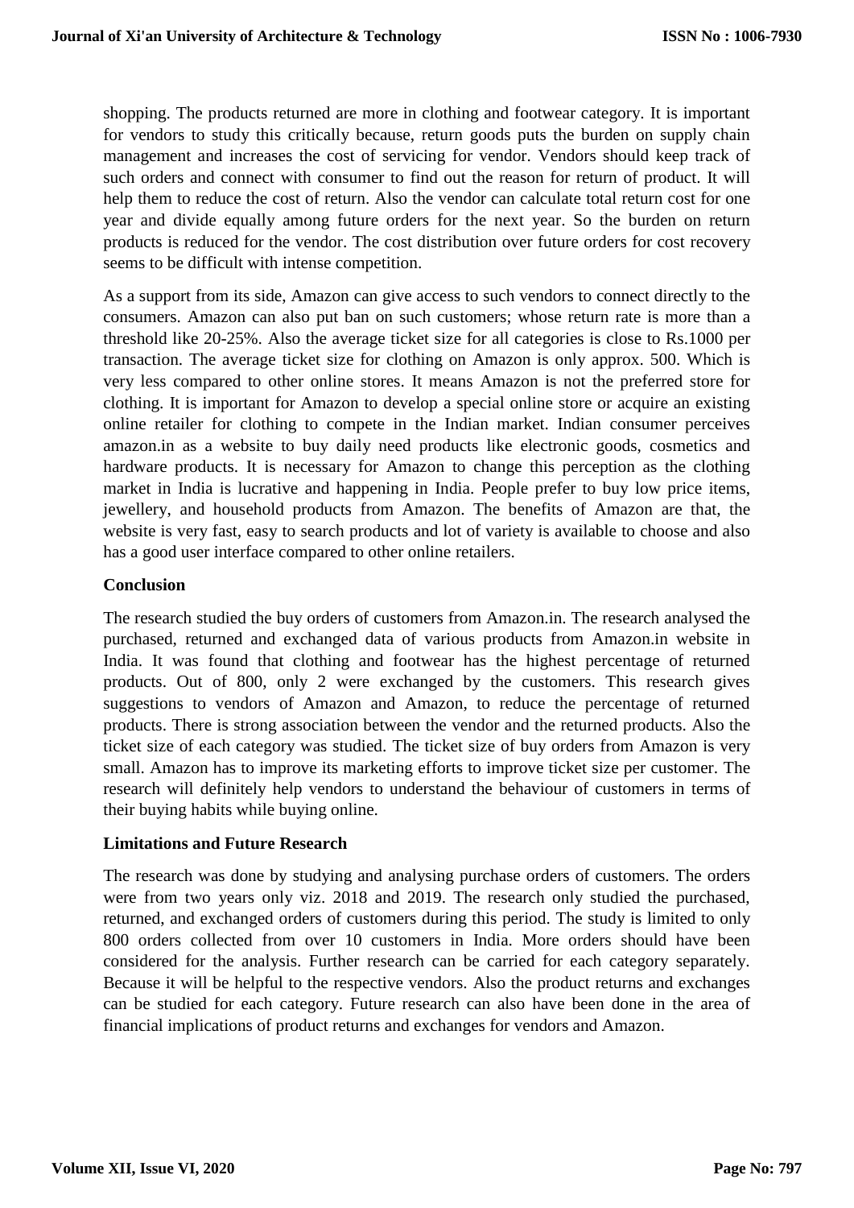shopping. The products returned are more in clothing and footwear category. It is important for vendors to study this critically because, return goods puts the burden on supply chain management and increases the cost of servicing for vendor. Vendors should keep track of such orders and connect with consumer to find out the reason for return of product. It will help them to reduce the cost of return. Also the vendor can calculate total return cost for one year and divide equally among future orders for the next year. So the burden on return products is reduced for the vendor. The cost distribution over future orders for cost recovery seems to be difficult with intense competition.

As a support from its side, Amazon can give access to such vendors to connect directly to the consumers. Amazon can also put ban on such customers; whose return rate is more than a threshold like 20-25%. Also the average ticket size for all categories is close to Rs.1000 per transaction. The average ticket size for clothing on Amazon is only approx. 500. Which is very less compared to other online stores. It means Amazon is not the preferred store for clothing. It is important for Amazon to develop a special online store or acquire an existing online retailer for clothing to compete in the Indian market. Indian consumer perceives amazon.in as a website to buy daily need products like electronic goods, cosmetics and hardware products. It is necessary for Amazon to change this perception as the clothing market in India is lucrative and happening in India. People prefer to buy low price items, jewellery, and household products from Amazon. The benefits of Amazon are that, the website is very fast, easy to search products and lot of variety is available to choose and also has a good user interface compared to other online retailers.

## Conclusion

The research studied the buy orders of customers from Amazon.in. The research analysed the purchased, returned and exchanged data of various products from Amazon.in website in India. It was found that clothing and footwear has the highest percentage of returned products. Out of 800, only 2 were exchanged by the customers. This research gives suggestions to vendors of Amazon and Amazon, to reduce the percentage of returned products. There is strong association between the vendor and the returned products. Also the ticket size of each category was studied. The ticket size of buy orders from Amazon is very small. Amazon has to improve its marketing efforts to improve ticket size per customer. The research will definitely help vendors to understand the behaviour of customers in terms of their buying habits while buying online.

## Limitations and Future Research

The research was done by studying and analysing purchase orders of customers. The orders were from two years only viz. 2018 and 2019. The research only studied the purchased, returned, and exchanged orders of customers during this period. The study is limited to only 800 orders collected from over 10 customers in India. More orders should have been considered for the analysis. Further research can be carried for each category separately. Because it will be helpful to the respective vendors. Also the product returns and exchanges can be studied for each category. Future research can also have been done in the area of financial implications of product returns and exchanges for vendors and Amazon.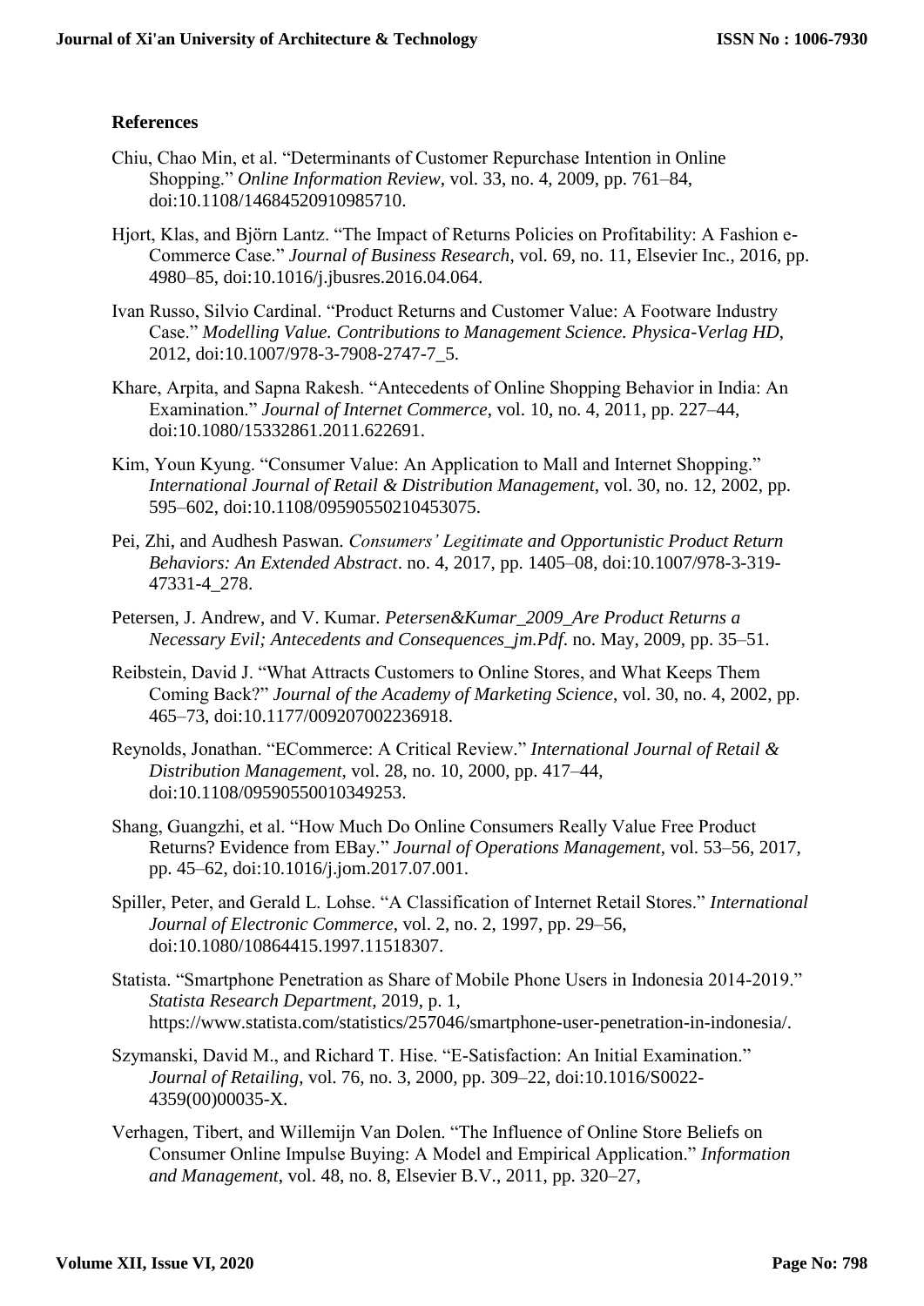### References

Chiu, Chao Min, et al. "Determinants of Customer Repurchase Intention in Online Shopping." *Online Information Review*, vol. 33, no. 4, 2009, pp. 761–84, doi:10.1108/14684520910985710.

Hjort, Klas, and Björn Lantz. "The Impact of Returns Policies on Profitability: A Fashion e-Commerce Case." *Journal of Business Research*, vol. 69, no. 11, Elsevier Inc., 2016, pp. 4980–85, doi:10.1016/j.jbusres.2016.04.064.

Ivan Russo, Silvio Cardinal. "Product Returns and Customer Value: A Footware Industry Case." *Modelling Value. Contributions to Management Science. Physica-Verlag HD*, 2012, doi:10.1007/978-3-7908-2747-7_5.

Khare, Arpita, and Sapna Rakesh. "Antecedents of Online Shopping Behavior in India: An Examination." *Journal of Internet Commerce*, vol. 10, no. 4, 2011, pp. 227–44, doi:10.1080/15332861.2011.622691.

Kim, Youn Kyung. "Consumer Value: An Application to Mall and Internet Shopping." *International Journal of Retail & Distribution Management*, vol. 30, no. 12, 2002, pp. 595–602, doi:10.1108/09590550210453075.

Pei, Zhi, and Audhesh Paswan. *Consumers' Legitimate and Opportunistic Product Return Behaviors: An Extended Abstract*. no. 4, 2017, pp. 1405–08, doi:10.1007/978-3-319-47331-4_278.

Petersen, J. Andrew, and V. Kumar. *Petersen&Kumar_2009_Are Product Returns a Necessary Evil; Antecedents and Consequences_jm.Pdf*. no. May, 2009, pp. 35–51.

Reibstein, David J. "What Attracts Customers to Online Stores, and What Keeps Them Coming Back?" *Journal of the Academy of Marketing Science*, vol. 30, no. 4, 2002, pp. 465–73, doi:10.1177/009207002236918.

Reynolds, Jonathan. "ECommerce: A Critical Review." *International Journal of Retail & Distribution Management*, vol. 28, no. 10, 2000, pp. 417–44, doi:10.1108/09590550010349253.

Shang, Guangzhi, et al. "How Much Do Online Consumers Really Value Free Product Returns? Evidence from EBay." *Journal of Operations Management*, vol. 53–56, 2017, pp. 45–62, doi:10.1016/j.jom.2017.07.001.

Spiller, Peter, and Gerald L. Lohse. "A Classification of Internet Retail Stores." *International Journal of Electronic Commerce*, vol. 2, no. 2, 1997, pp. 29–56, doi:10.1080/10864415.1997.11518307.

Statista. "Smartphone Penetration as Share of Mobile Phone Users in Indonesia 2014-2019." *Statista Research Department*, 2019, p. 1, https://www.statista.com/statistics/257046/smartphone-user-penetration-in-indonesia/.

Szymanski, David M., and Richard T. Hise. "E-Satisfaction: An Initial Examination." *Journal of Retailing*, vol. 76, no. 3, 2000, pp. 309–22, doi:10.1016/S0022-4359(00)00035-X.

Verhagen, Tibert, and Willemijn Van Dolen. "The Influence of Online Store Beliefs on Consumer Online Impulse Buying: A Model and Empirical Application." *Information and Management*, vol. 48, no. 8, Elsevier B.V., 2011, pp. 320–27,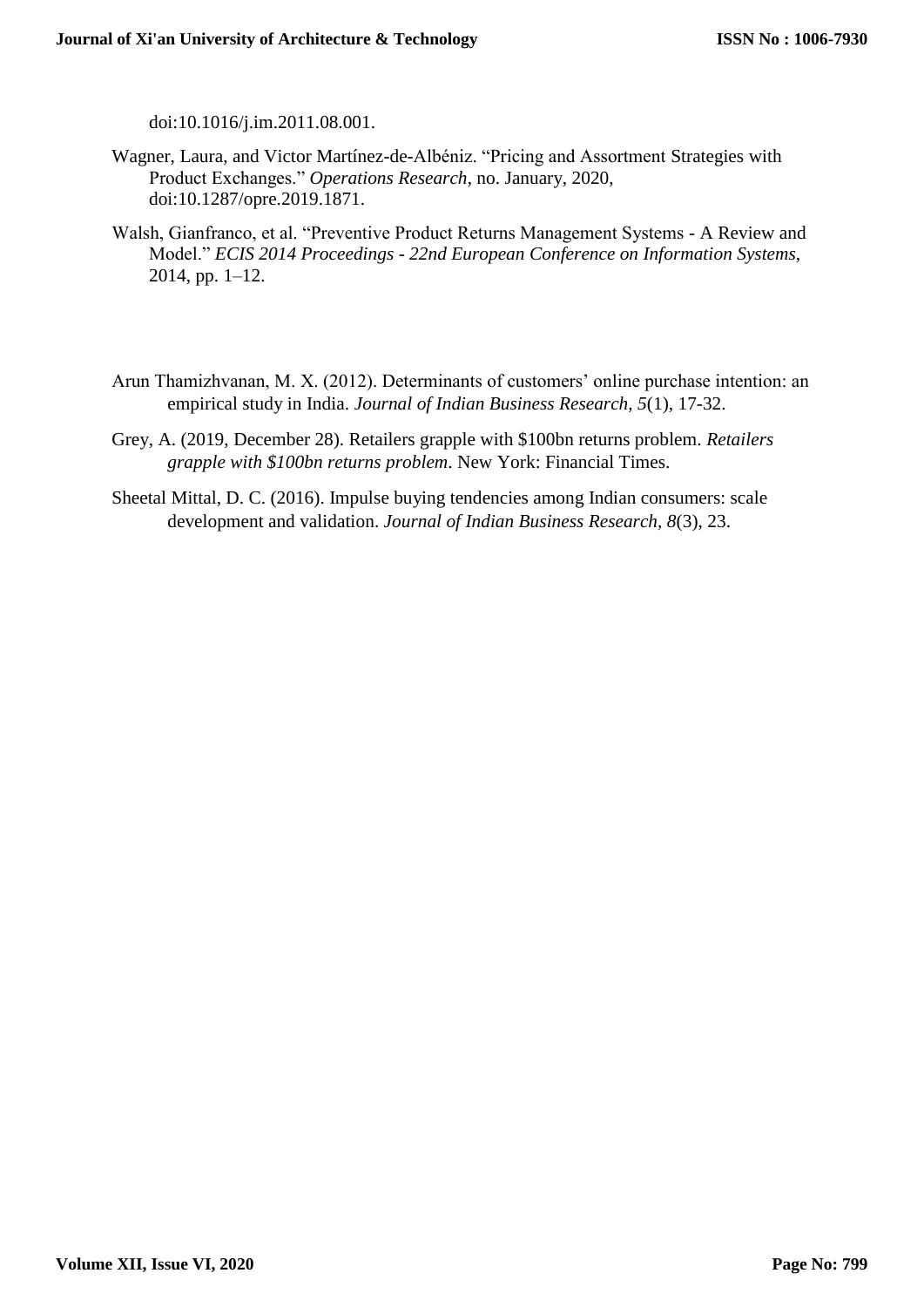doi:10.1016/j.im.2011.08.001.

Wagner, Laura, and Victor Martínez-de-Albéniz. "Pricing and Assortment Strategies with Product Exchanges." *Operations Research*, no. January, 2020, doi:10.1287/opre.2019.1871.

Walsh, Gianfranco, et al. "Preventive Product Returns Management Systems - A Review and Model." *ECIS 2014 Proceedings - 22nd European Conference on Information Systems*, 2014, pp. 1–12.

Arun Thamizhvanan, M. X. (2012). Determinants of customers' online purchase intention: an empirical study in India. *Journal of Indian Business Research, 5*(1), 17-32.

Grey, A. (2019, December 28). Retailers grapple with $100bn returns problem. *Retailers grapple with $100bn returns problem*. New York: Financial Times.

Sheetal Mittal, D. C. (2016). Impulse buying tendencies among Indian consumers: scale development and validation. *Journal of Indian Business Research, 8*(3), 23.